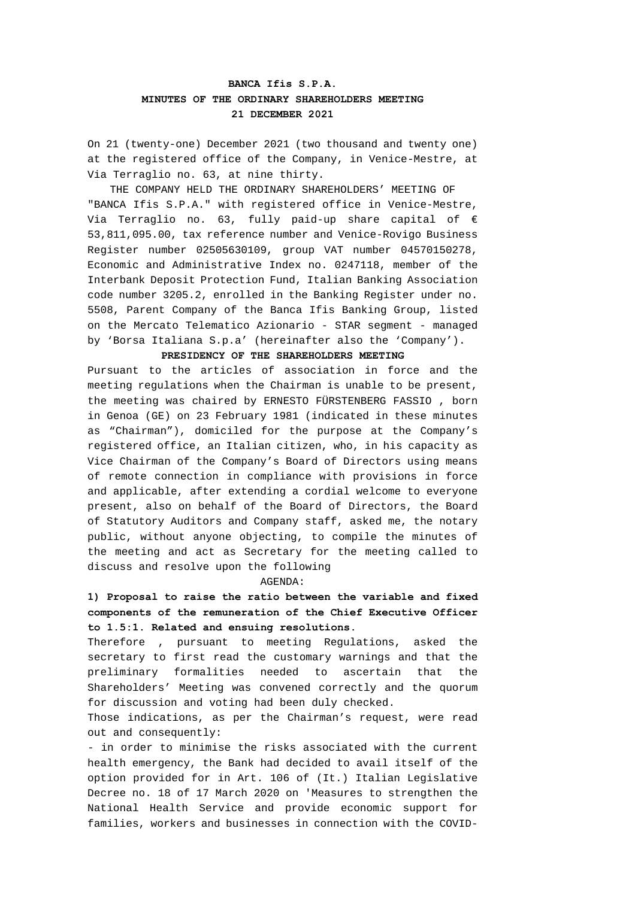**BANCA Ifis S.P.A.**
**MINUTES OF THE ORDINARY SHAREHOLDERS MEETING**
**21 DECEMBER 2021**

On 21 (twenty-one) December 2021 (two thousand and twenty one) at the registered office of the Company, in Venice-Mestre, at Via Terraglio no. 63, at nine thirty.

THE COMPANY HELD THE ORDINARY SHAREHOLDERS' MEETING OF "BANCA Ifis S.P.A." with registered office in Venice-Mestre, Via Terraglio no. 63, fully paid-up share capital of € 53,811,095.00, tax reference number and Venice-Rovigo Business Register number 02505630109, group VAT number 04570150278, Economic and Administrative Index no. 0247118, member of the Interbank Deposit Protection Fund, Italian Banking Association code number 3205.2, enrolled in the Banking Register under no. 5508, Parent Company of the Banca Ifis Banking Group, listed on the Mercato Telematico Azionario - STAR segment - managed by 'Borsa Italiana S.p.a' (hereinafter also the 'Company').

**PRESIDENCY OF THE SHAREHOLDERS MEETING**

Pursuant to the articles of association in force and the meeting regulations when the Chairman is unable to be present, the meeting was chaired by ERNESTO FÜRSTENBERG FASSIO , born in Genoa (GE) on 23 February 1981 (indicated in these minutes as "Chairman"), domiciled for the purpose at the Company's registered office, an Italian citizen, who, in his capacity as Vice Chairman of the Company's Board of Directors using means of remote connection in compliance with provisions in force and applicable, after extending a cordial welcome to everyone present, also on behalf of the Board of Directors, the Board of Statutory Auditors and Company staff, asked me, the notary public, without anyone objecting, to compile the minutes of the meeting and act as Secretary for the meeting called to discuss and resolve upon the following

AGENDA:

**1) Proposal to raise the ratio between the variable and fixed components of the remuneration of the Chief Executive Officer to 1.5:1. Related and ensuing resolutions.**

Therefore , pursuant to meeting Regulations, asked the secretary to first read the customary warnings and that the preliminary formalities needed to ascertain that the Shareholders' Meeting was convened correctly and the quorum for discussion and voting had been duly checked.

Those indications, as per the Chairman's request, were read out and consequently:

- in order to minimise the risks associated with the current health emergency, the Bank had decided to avail itself of the option provided for in Art. 106 of (It.) Italian Legislative Decree no. 18 of 17 March 2020 on 'Measures to strengthen the National Health Service and provide economic support for families, workers and businesses in connection with the COVID-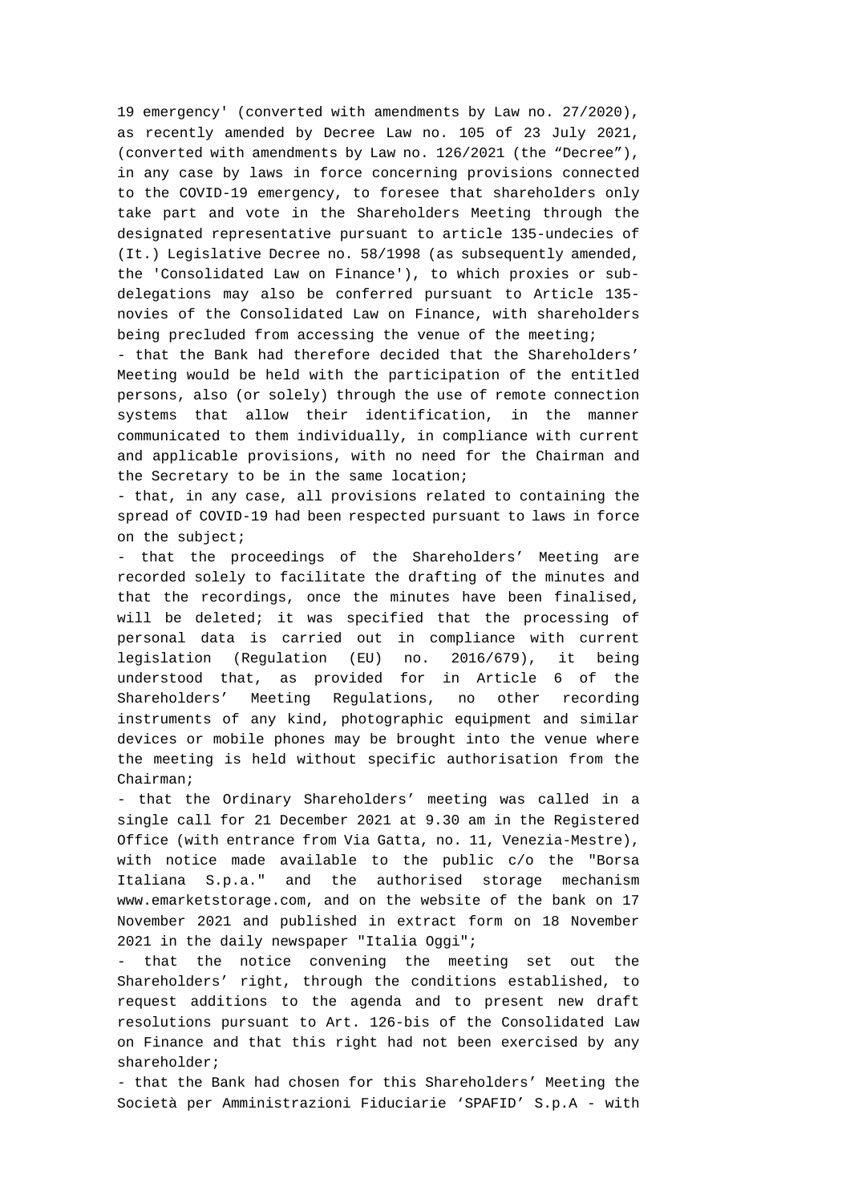19 emergency' (converted with amendments by Law no. 27/2020), as recently amended by Decree Law no. 105 of 23 July 2021, (converted with amendments by Law no. 126/2021 (the “Decree”), in any case by laws in force concerning provisions connected to the COVID-19 emergency, to foresee that shareholders only take part and vote in the Shareholders Meeting through the designated representative pursuant to article 135-undecies of (It.) Legislative Decree no. 58/1998 (as subsequently amended, the 'Consolidated Law on Finance'), to which proxies or sub-delegations may also be conferred pursuant to Article 135-novies of the Consolidated Law on Finance, with shareholders being precluded from accessing the venue of the meeting;

- that the Bank had therefore decided that the Shareholders’ Meeting would be held with the participation of the entitled persons, also (or solely) through the use of remote connection systems that allow their identification, in the manner communicated to them individually, in compliance with current and applicable provisions, with no need for the Chairman and the Secretary to be in the same location;
- that, in any case, all provisions related to containing the spread of COVID-19 had been respected pursuant to laws in force on the subject;
- that the proceedings of the Shareholders’ Meeting are recorded solely to facilitate the drafting of the minutes and that the recordings, once the minutes have been finalised, will be deleted; it was specified that the processing of personal data is carried out in compliance with current legislation (Regulation (EU) no. 2016/679), it being understood that, as provided for in Article 6 of the Shareholders’ Meeting Regulations, no other recording instruments of any kind, photographic equipment and similar devices or mobile phones may be brought into the venue where the meeting is held without specific authorisation from the Chairman;
- that the Ordinary Shareholders’ meeting was called in a single call for 21 December 2021 at 9.30 am in the Registered Office (with entrance from Via Gatta, no. 11, Venezia-Mestre), with notice made available to the public c/o the "Borsa Italiana S.p.a." and the authorised storage mechanism www.emarketstorage.com, and on the website of the bank on 17 November 2021 and published in extract form on 18 November 2021 in the daily newspaper "Italia Oggi";
- that the notice convening the meeting set out the Shareholders’ right, through the conditions established, to request additions to the agenda and to present new draft resolutions pursuant to Art. 126-bis of the Consolidated Law on Finance and that this right had not been exercised by any shareholder;
- that the Bank had chosen for this Shareholders’ Meeting the Società per Amministrazioni Fiduciarie ‘SPAFID’ S.p.A - with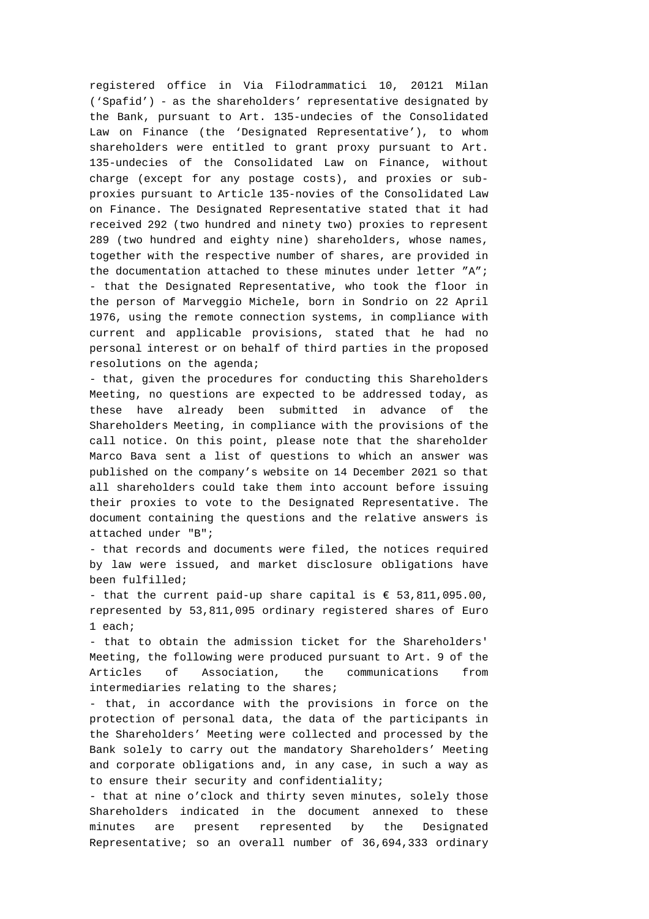registered office in Via Filodrammatici 10, 20121 Milan ('Spafid') - as the shareholders' representative designated by the Bank, pursuant to Art. 135-undecies of the Consolidated Law on Finance (the 'Designated Representative'), to whom shareholders were entitled to grant proxy pursuant to Art. 135-undecies of the Consolidated Law on Finance, without charge (except for any postage costs), and proxies or sub-proxies pursuant to Article 135-novies of the Consolidated Law on Finance. The Designated Representative stated that it had received 292 (two hundred and ninety two) proxies to represent 289 (two hundred and eighty nine) shareholders, whose names, together with the respective number of shares, are provided in the documentation attached to these minutes under letter "A";

- that the Designated Representative, who took the floor in the person of Marveggio Michele, born in Sondrio on 22 April 1976, using the remote connection systems, in compliance with current and applicable provisions, stated that he had no personal interest or on behalf of third parties in the proposed resolutions on the agenda;
- that, given the procedures for conducting this Shareholders Meeting, no questions are expected to be addressed today, as these have already been submitted in advance of the Shareholders Meeting, in compliance with the provisions of the call notice. On this point, please note that the shareholder Marco Bava sent a list of questions to which an answer was published on the company's website on 14 December 2021 so that all shareholders could take them into account before issuing their proxies to vote to the Designated Representative. The document containing the questions and the relative answers is attached under "B";
- that records and documents were filed, the notices required by law were issued, and market disclosure obligations have been fulfilled;
- that the current paid-up share capital is € 53,811,095.00, represented by 53,811,095 ordinary registered shares of Euro 1 each;
- that to obtain the admission ticket for the Shareholders' Meeting, the following were produced pursuant to Art. 9 of the Articles of Association, the communications from intermediaries relating to the shares;
- that, in accordance with the provisions in force on the protection of personal data, the data of the participants in the Shareholders' Meeting were collected and processed by the Bank solely to carry out the mandatory Shareholders' Meeting and corporate obligations and, in any case, in such a way as to ensure their security and confidentiality;
- that at nine o'clock and thirty seven minutes, solely those Shareholders indicated in the document annexed to these minutes are present represented by the Designated Representative; so an overall number of 36,694,333 ordinary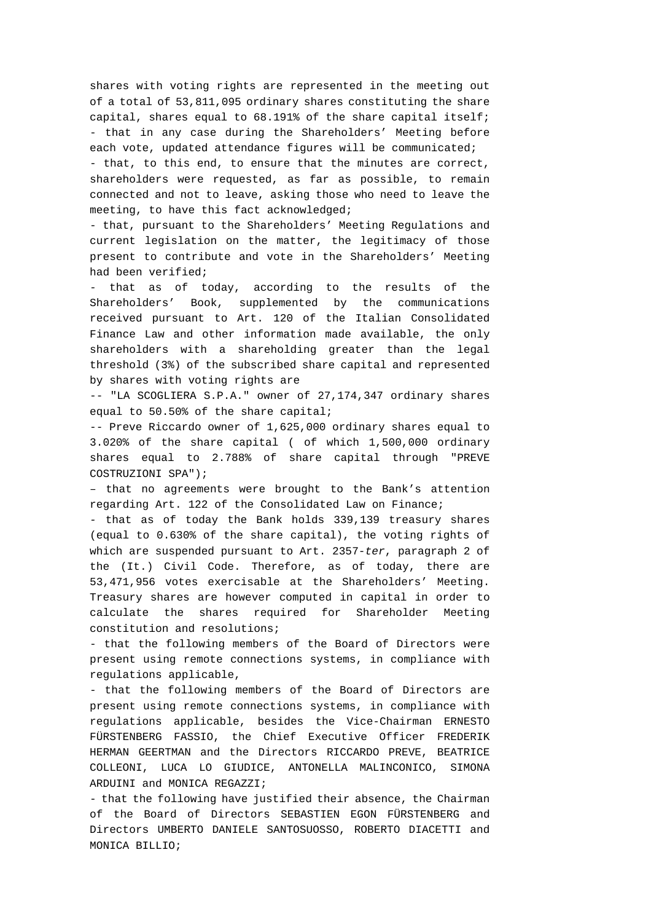shares with voting rights are represented in the meeting out of a total of 53,811,095 ordinary shares constituting the share capital, shares equal to 68.191% of the share capital itself;

- that in any case during the Shareholders’ Meeting before each vote, updated attendance figures will be communicated;
- that, to this end, to ensure that the minutes are correct, shareholders were requested, as far as possible, to remain connected and not to leave, asking those who need to leave the meeting, to have this fact acknowledged;
- that, pursuant to the Shareholders’ Meeting Regulations and current legislation on the matter, the legitimacy of those present to contribute and vote in the Shareholders’ Meeting had been verified;
- that as of today, according to the results of the Shareholders’ Book, supplemented by the communications received pursuant to Art. 120 of the Italian Consolidated Finance Law and other information made available, the only shareholders with a shareholding greater than the legal threshold (3%) of the subscribed share capital and represented by shares with voting rights are

-- "LA SCOGLIERA S.P.A." owner of 27,174,347 ordinary shares equal to 50.50% of the share capital;

-- Preve Riccardo owner of 1,625,000 ordinary shares equal to 3.020% of the share capital ( of which 1,500,000 ordinary shares equal to 2.788% of share capital through "PREVE COSTRUZIONI SPA");

– that no agreements were brought to the Bank’s attention regarding Art. 122 of the Consolidated Law on Finance;

- that as of today the Bank holds 339,139 treasury shares (equal to 0.630% of the share capital), the voting rights of which are suspended pursuant to Art. 2357-*ter*, paragraph 2 of the (It.) Civil Code. Therefore, as of today, there are 53,471,956 votes exercisable at the Shareholders’ Meeting. Treasury shares are however computed in capital in order to calculate the shares required for Shareholder Meeting constitution and resolutions;
- that the following members of the Board of Directors were present using remote connections systems, in compliance with regulations applicable,
- that the following members of the Board of Directors are present using remote connections systems, in compliance with regulations applicable, besides the Vice-Chairman ERNESTO FÜRSTENBERG FASSIO, the Chief Executive Officer FREDERIK HERMAN GEERTMAN and the Directors RICCARDO PREVE, BEATRICE COLLEONI, LUCA LO GIUDICE, ANTONELLA MALINCONICO, SIMONA ARDUINI and MONICA REGAZZI;
- that the following have justified their absence, the Chairman of the Board of Directors SEBASTIEN EGON FÜRSTENBERG and Directors UMBERTO DANIELE SANTOSUOSSO, ROBERTO DIACETTI and MONICA BILLIO;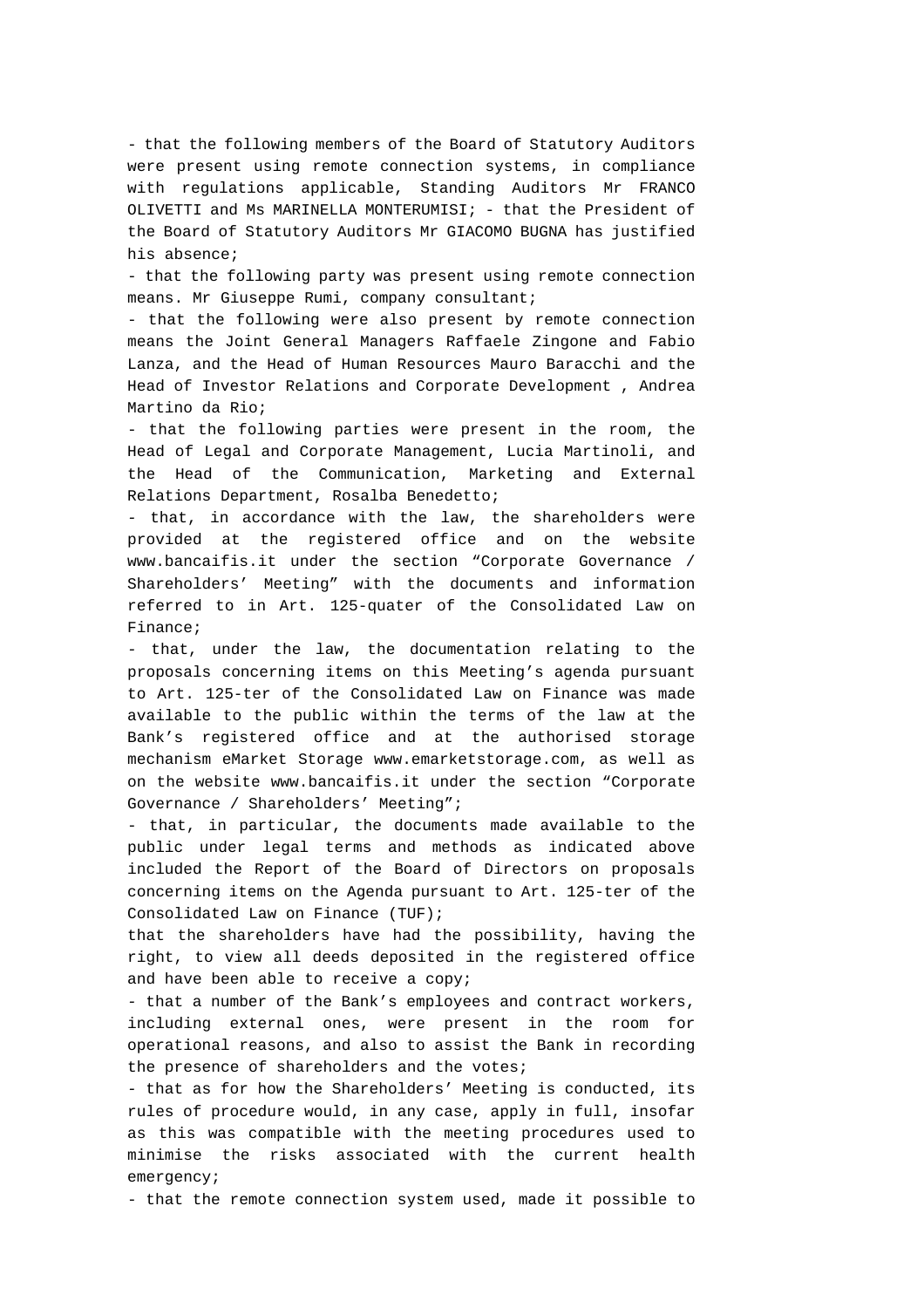- that the following members of the Board of Statutory Auditors were present using remote connection systems, in compliance with regulations applicable, Standing Auditors Mr FRANCO OLIVETTI and Ms MARINELLA MONTERUMISI; - that the President of the Board of Statutory Auditors Mr GIACOMO BUGNA has justified his absence;

- that the following party was present using remote connection means. Mr Giuseppe Rumi, company consultant;

- that the following were also present by remote connection means the Joint General Managers Raffaele Zingone and Fabio Lanza, and the Head of Human Resources Mauro Baracchi and the Head of Investor Relations and Corporate Development , Andrea Martino da Rio;

- that the following parties were present in the room, the Head of Legal and Corporate Management, Lucia Martinoli, and the Head of the Communication, Marketing and External Relations Department, Rosalba Benedetto;

- that, in accordance with the law, the shareholders were provided at the registered office and on the website www.bancaifis.it under the section “Corporate Governance / Shareholders’ Meeting” with the documents and information referred to in Art. 125-quater of the Consolidated Law on Finance;

- that, under the law, the documentation relating to the proposals concerning items on this Meeting’s agenda pursuant to Art. 125-ter of the Consolidated Law on Finance was made available to the public within the terms of the law at the Bank’s registered office and at the authorised storage mechanism eMarket Storage www.emarketstorage.com, as well as on the website www.bancaifis.it under the section “Corporate Governance / Shareholders’ Meeting”;

- that, in particular, the documents made available to the public under legal terms and methods as indicated above included the Report of the Board of Directors on proposals concerning items on the Agenda pursuant to Art. 125-ter of the Consolidated Law on Finance (TUF);

that the shareholders have had the possibility, having the right, to view all deeds deposited in the registered office and have been able to receive a copy;

- that a number of the Bank’s employees and contract workers, including external ones, were present in the room for operational reasons, and also to assist the Bank in recording the presence of shareholders and the votes;

- that as for how the Shareholders’ Meeting is conducted, its rules of procedure would, in any case, apply in full, insofar as this was compatible with the meeting procedures used to minimise the risks associated with the current health emergency;

- that the remote connection system used, made it possible to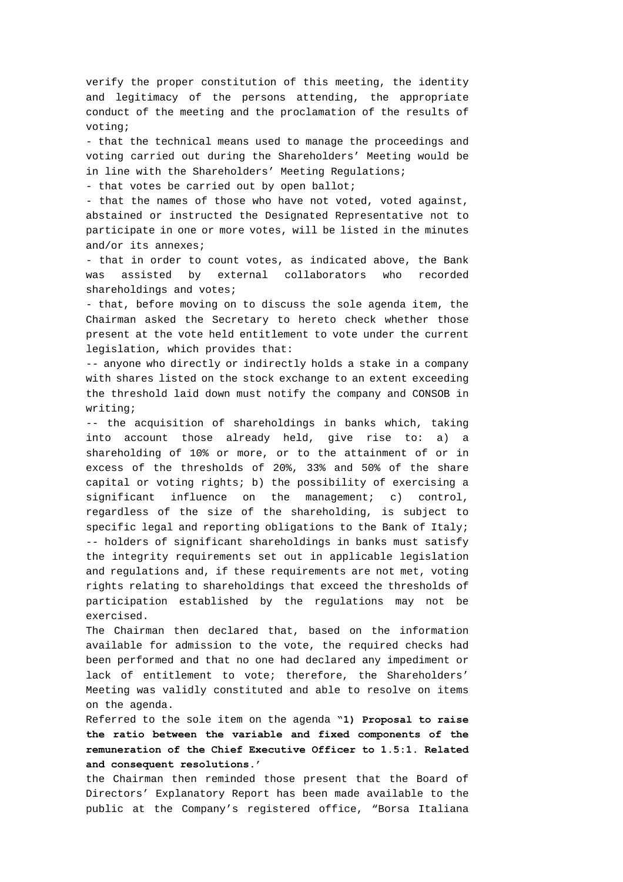verify the proper constitution of this meeting, the identity and legitimacy of the persons attending, the appropriate conduct of the meeting and the proclamation of the results of voting;

- that the technical means used to manage the proceedings and voting carried out during the Shareholders' Meeting would be in line with the Shareholders' Meeting Regulations;
- that votes be carried out by open ballot;
- that the names of those who have not voted, voted against, abstained or instructed the Designated Representative not to participate in one or more votes, will be listed in the minutes and/or its annexes;
- that in order to count votes, as indicated above, the Bank was assisted by external collaborators who recorded shareholdings and votes;
- that, before moving on to discuss the sole agenda item, the Chairman asked the Secretary to hereto check whether those present at the vote held entitlement to vote under the current legislation, which provides that:

-- anyone who directly or indirectly holds a stake in a company with shares listed on the stock exchange to an extent exceeding the threshold laid down must notify the company and CONSOB in writing;

-- the acquisition of shareholdings in banks which, taking into account those already held, give rise to: a) a shareholding of 10% or more, or to the attainment of or in excess of the thresholds of 20%, 33% and 50% of the share capital or voting rights; b) the possibility of exercising a significant influence on the management; c) control, regardless of the size of the shareholding, is subject to specific legal and reporting obligations to the Bank of Italy;

-- holders of significant shareholdings in banks must satisfy the integrity requirements set out in applicable legislation and regulations and, if these requirements are not met, voting rights relating to shareholdings that exceed the thresholds of participation established by the regulations may not be exercised.

The Chairman then declared that, based on the information available for admission to the vote, the required checks had been performed and that no one had declared any impediment or lack of entitlement to vote; therefore, the Shareholders' Meeting was validly constituted and able to resolve on items on the agenda.

Referred to the sole item on the agenda "**1) Proposal to raise the ratio between the variable and fixed components of the remuneration of the Chief Executive Officer to 1.5:1. Related and consequent resolutions.**'

the Chairman then reminded those present that the Board of Directors' Explanatory Report has been made available to the public at the Company's registered office, "Borsa Italiana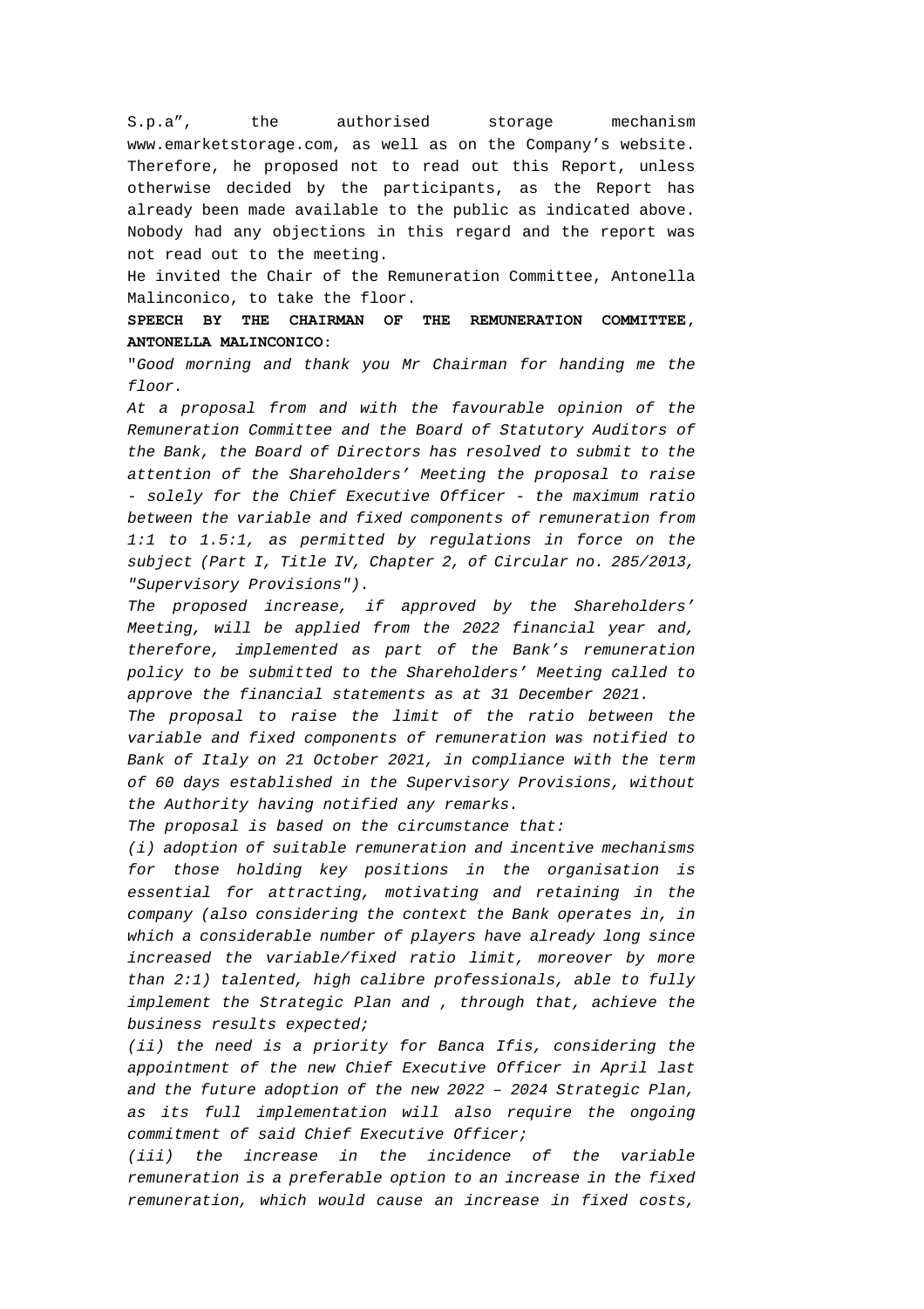S.p.a", the authorised storage mechanism www.emarketstorage.com, as well as on the Company's website. Therefore, he proposed not to read out this Report, unless otherwise decided by the participants, as the Report has already been made available to the public as indicated above. Nobody had any objections in this regard and the report was not read out to the meeting.

He invited the Chair of the Remuneration Committee, Antonella Malinconico, to take the floor.

**SPEECH BY THE CHAIRMAN OF THE REMUNERATION COMMITTEE, ANTONELLA MALINCONICO:**

"*Good morning and thank you Mr Chairman for handing me the floor.*

*At a proposal from and with the favourable opinion of the Remuneration Committee and the Board of Statutory Auditors of the Bank, the Board of Directors has resolved to submit to the attention of the Shareholders' Meeting the proposal to raise - solely for the Chief Executive Officer - the maximum ratio between the variable and fixed components of remuneration from 1:1 to 1.5:1, as permitted by regulations in force on the subject (Part I, Title IV, Chapter 2, of Circular no. 285/2013, "Supervisory Provisions").*

*The proposed increase, if approved by the Shareholders' Meeting, will be applied from the 2022 financial year and, therefore, implemented as part of the Bank's remuneration policy to be submitted to the Shareholders' Meeting called to approve the financial statements as at 31 December 2021.*

*The proposal to raise the limit of the ratio between the variable and fixed components of remuneration was notified to Bank of Italy on 21 October 2021, in compliance with the term of 60 days established in the Supervisory Provisions, without the Authority having notified any remarks.*

*The proposal is based on the circumstance that:*

*(i) adoption of suitable remuneration and incentive mechanisms for those holding key positions in the organisation is essential for attracting, motivating and retaining in the company (also considering the context the Bank operates in, in which a considerable number of players have already long since increased the variable/fixed ratio limit, moreover by more than 2:1) talented, high calibre professionals, able to fully implement the Strategic Plan and , through that, achieve the business results expected;*

*(ii) the need is a priority for Banca Ifis, considering the appointment of the new Chief Executive Officer in April last and the future adoption of the new 2022 – 2024 Strategic Plan, as its full implementation will also require the ongoing commitment of said Chief Executive Officer;*

*(iii) the increase in the incidence of the variable remuneration is a preferable option to an increase in the fixed remuneration, which would cause an increase in fixed costs,*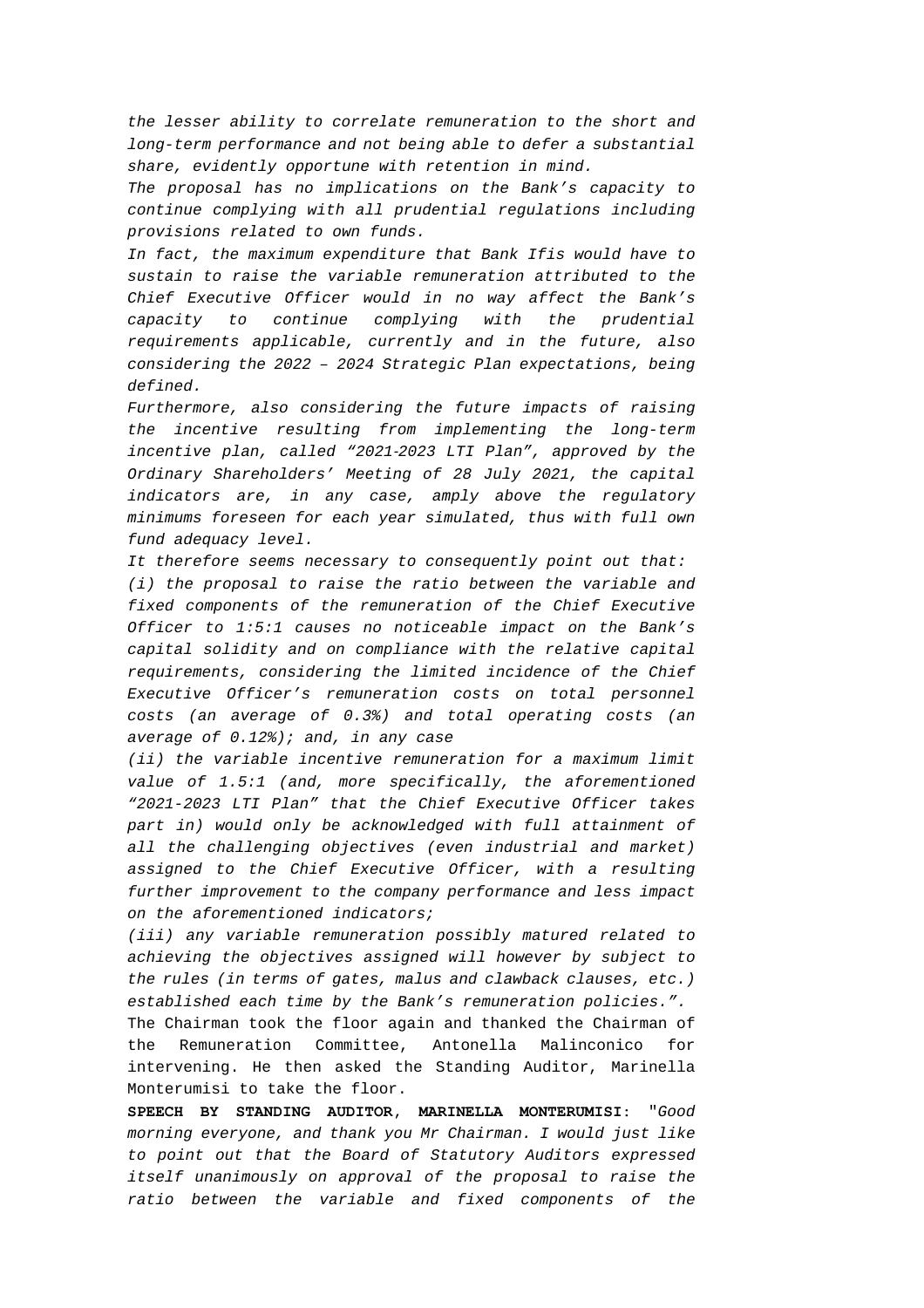*the lesser ability to correlate remuneration to the short and long-term performance and not being able to defer a substantial share, evidently opportune with retention in mind.*

*The proposal has no implications on the Bank's capacity to continue complying with all prudential regulations including provisions related to own funds.*

*In fact, the maximum expenditure that Bank Ifis would have to sustain to raise the variable remuneration attributed to the Chief Executive Officer would in no way affect the Bank's capacity to continue complying with the prudential requirements applicable, currently and in the future, also considering the 2022 – 2024 Strategic Plan expectations, being defined.*

*Furthermore, also considering the future impacts of raising the incentive resulting from implementing the long-term incentive plan, called "2021-2023 LTI Plan", approved by the Ordinary Shareholders' Meeting of 28 July 2021, the capital indicators are, in any case, amply above the regulatory minimums foreseen for each year simulated, thus with full own fund adequacy level.*

*It therefore seems necessary to consequently point out that:*

*(i) the proposal to raise the ratio between the variable and fixed components of the remuneration of the Chief Executive Officer to 1:5:1 causes no noticeable impact on the Bank's capital solidity and on compliance with the relative capital requirements, considering the limited incidence of the Chief Executive Officer's remuneration costs on total personnel costs (an average of 0.3%) and total operating costs (an average of 0.12%); and, in any case*

*(ii) the variable incentive remuneration for a maximum limit value of 1.5:1 (and, more specifically, the aforementioned "2021-2023 LTI Plan" that the Chief Executive Officer takes part in) would only be acknowledged with full attainment of all the challenging objectives (even industrial and market) assigned to the Chief Executive Officer, with a resulting further improvement to the company performance and less impact on the aforementioned indicators;*

*(iii) any variable remuneration possibly matured related to achieving the objectives assigned will however by subject to the rules (in terms of gates, malus and clawback clauses, etc.) established each time by the Bank's remuneration policies.".*

The Chairman took the floor again and thanked the Chairman of the Remuneration Committee, Antonella Malinconico for intervening. He then asked the Standing Auditor, Marinella Monterumisi to take the floor.

**SPEECH BY STANDING AUDITOR**, **MARINELLA MONTERUMISI**: "*Good morning everyone, and thank you Mr Chairman. I would just like to point out that the Board of Statutory Auditors expressed itself unanimously on approval of the proposal to raise the ratio between the variable and fixed components of the*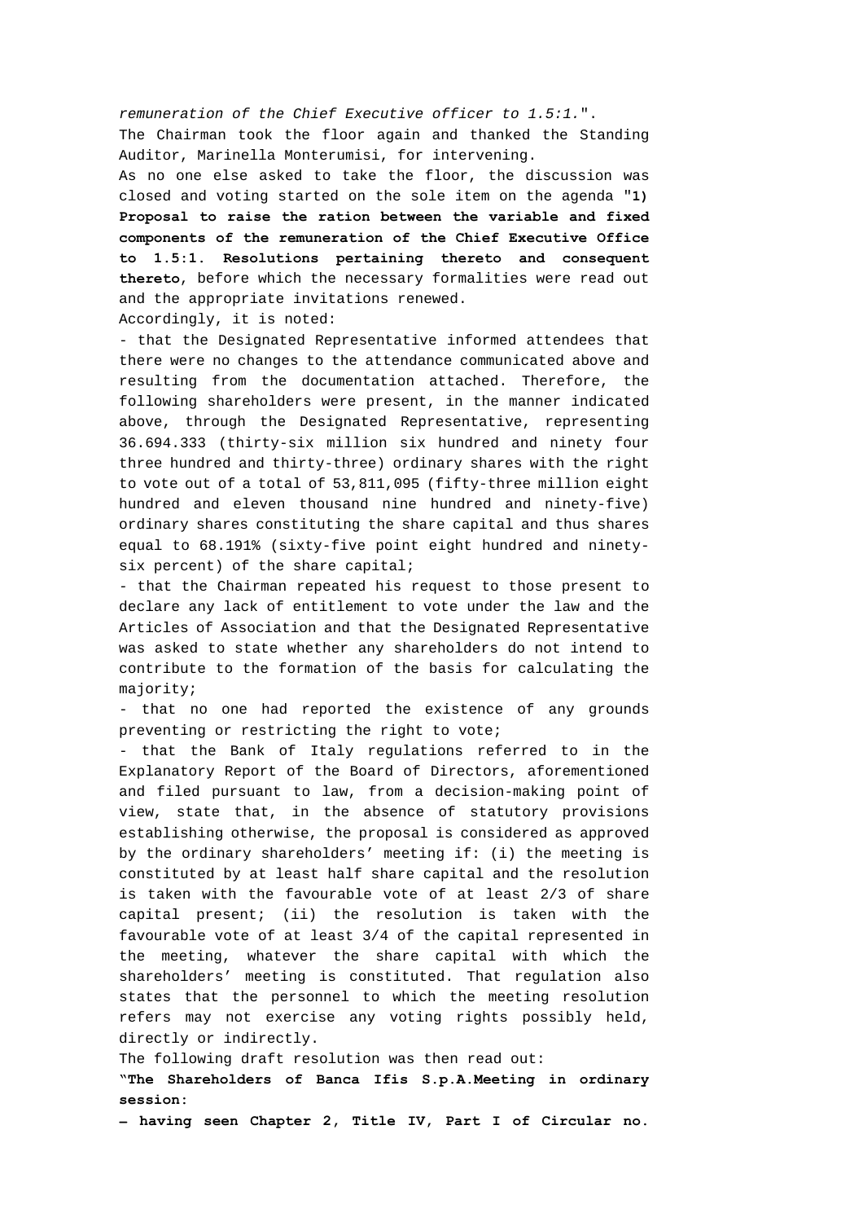*remuneration of the Chief Executive officer to 1.5:1.*".

The Chairman took the floor again and thanked the Standing Auditor, Marinella Monterumisi, for intervening.

As no one else asked to take the floor, the discussion was closed and voting started on the sole item on the agenda "**1) Proposal to raise the ration between the variable and fixed components of the remuneration of the Chief Executive Office to 1.5:1. Resolutions pertaining thereto and consequent thereto**, before which the necessary formalities were read out and the appropriate invitations renewed.

Accordingly, it is noted:

- that the Designated Representative informed attendees that there were no changes to the attendance communicated above and resulting from the documentation attached. Therefore, the following shareholders were present, in the manner indicated above, through the Designated Representative, representing 36.694.333 (thirty-six million six hundred and ninety four three hundred and thirty-three) ordinary shares with the right to vote out of a total of 53,811,095 (fifty-three million eight hundred and eleven thousand nine hundred and ninety-five) ordinary shares constituting the share capital and thus shares equal to 68.191% (sixty-five point eight hundred and ninety-six percent) of the share capital;
- that the Chairman repeated his request to those present to declare any lack of entitlement to vote under the law and the Articles of Association and that the Designated Representative was asked to state whether any shareholders do not intend to contribute to the formation of the basis for calculating the majority;
- that no one had reported the existence of any grounds preventing or restricting the right to vote;
- that the Bank of Italy regulations referred to in the Explanatory Report of the Board of Directors, aforementioned and filed pursuant to law, from a decision-making point of view, state that, in the absence of statutory provisions establishing otherwise, the proposal is considered as approved by the ordinary shareholders' meeting if: (i) the meeting is constituted by at least half share capital and the resolution is taken with the favourable vote of at least 2/3 of share capital present; (ii) the resolution is taken with the favourable vote of at least 3/4 of the capital represented in the meeting, whatever the share capital with which the shareholders' meeting is constituted. That regulation also states that the personnel to which the meeting resolution refers may not exercise any voting rights possibly held, directly or indirectly.

The following draft resolution was then read out:

**"The Shareholders of Banca Ifis S.p.A.Meeting in ordinary session:**

**– having seen Chapter 2, Title IV, Part I of Circular no.**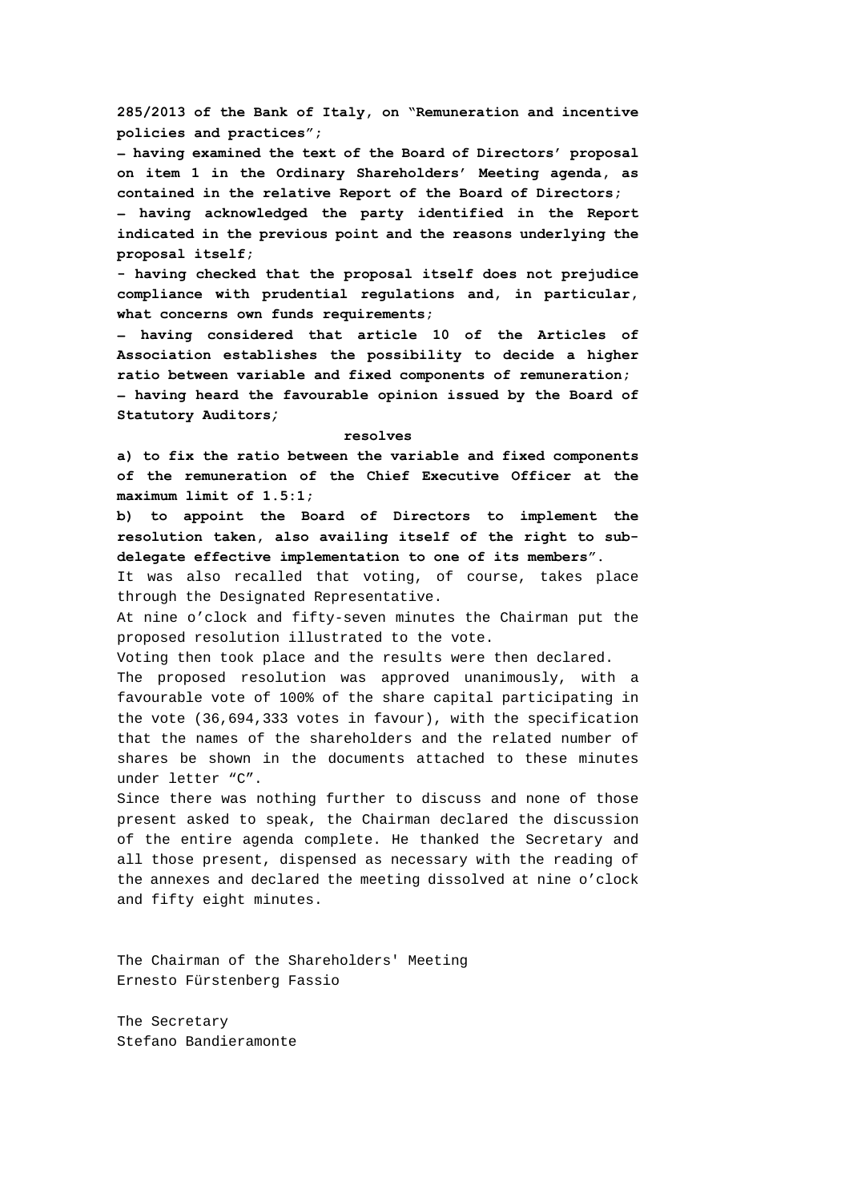**285/2013 of the Bank of Italy, on "Remuneration and incentive policies and practices";**

**– having examined the text of the Board of Directors' proposal on item 1 in the Ordinary Shareholders' Meeting agenda, as contained in the relative Report of the Board of Directors;**

**– having acknowledged the party identified in the Report indicated in the previous point and the reasons underlying the proposal itself;**

**- having checked that the proposal itself does not prejudice compliance with prudential regulations and, in particular, what concerns own funds requirements;**

**– having considered that article 10 of the Articles of Association establishes the possibility to decide a higher ratio between variable and fixed components of remuneration;**

**– having heard the favourable opinion issued by the Board of Statutory Auditors;**

**resolves**

**a) to fix the ratio between the variable and fixed components of the remuneration of the Chief Executive Officer at the maximum limit of 1.5:1;**

**b) to appoint the Board of Directors to implement the resolution taken, also availing itself of the right to sub-delegate effective implementation to one of its members".**

It was also recalled that voting, of course, takes place through the Designated Representative.

At nine o'clock and fifty-seven minutes the Chairman put the proposed resolution illustrated to the vote.

Voting then took place and the results were then declared.

The proposed resolution was approved unanimously, with a favourable vote of 100% of the share capital participating in the vote (36,694,333 votes in favour), with the specification that the names of the shareholders and the related number of shares be shown in the documents attached to these minutes under letter "C".

Since there was nothing further to discuss and none of those present asked to speak, the Chairman declared the discussion of the entire agenda complete. He thanked the Secretary and all those present, dispensed as necessary with the reading of the annexes and declared the meeting dissolved at nine o'clock and fifty eight minutes.

The Chairman of the Shareholders' Meeting
Ernesto Fürstenberg Fassio

The Secretary
Stefano Bandieramonte